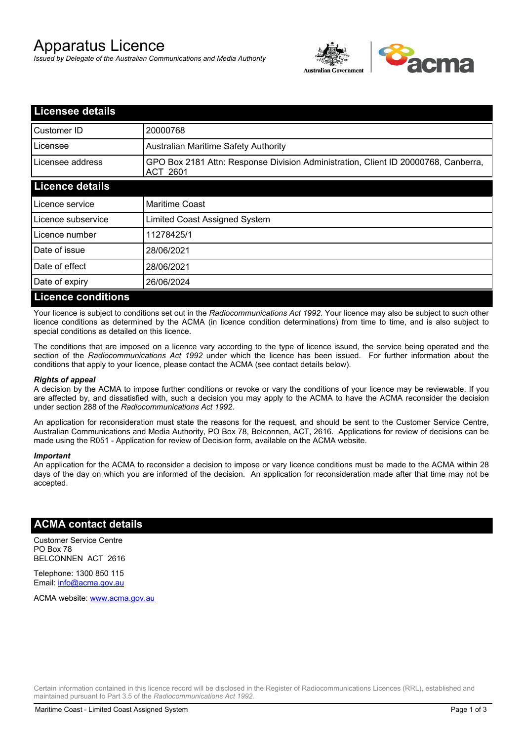# Apparatus Licence

*Issued by Delegate of the Australian Communications and Media Authority*

## Licensee details

| | |
|---|---|
| Customer ID | 20000768 |
| Licensee | Australian Maritime Safety Authority |
| Licensee address | GPO Box 2181 Attn: Response Division Administration, Client ID 20000768, Canberra, ACT 2601 |

## Licence details

| | |
|---|---|
| Licence service | Maritime Coast |
| Licence subservice | Limited Coast Assigned System |
| Licence number | 11278425/1 |
| Date of issue | 28/06/2021 |
| Date of effect | 28/06/2021 |
| Date of expiry | 26/06/2024 |

## Licence conditions

Your licence is subject to conditions set out in the *Radiocommunications Act 1992*. Your licence may also be subject to such other licence conditions as determined by the ACMA (in licence condition determinations) from time to time, and is also subject to special conditions as detailed on this licence.

The conditions that are imposed on a licence vary according to the type of licence issued, the service being operated and the section of the *Radiocommunications Act 1992* under which the licence has been issued. For further information about the conditions that apply to your licence, please contact the ACMA (see contact details below).

***Rights of appeal***

A decision by the ACMA to impose further conditions or revoke or vary the conditions of your licence may be reviewable. If you are affected by, and dissatisfied with, such a decision you may apply to the ACMA to have the ACMA reconsider the decision under section 288 of the *Radiocommunications Act 1992*.

An application for reconsideration must state the reasons for the request, and should be sent to the Customer Service Centre, Australian Communications and Media Authority, PO Box 78, Belconnen, ACT, 2616. Applications for review of decisions can be made using the R051 - Application for review of Decision form, available on the ACMA website.

***Important***

An application for the ACMA to reconsider a decision to impose or vary licence conditions must be made to the ACMA within 28 days of the day on which you are informed of the decision. An application for reconsideration made after that time may not be accepted.

## ACMA contact details

Customer Service Centre
PO Box 78
BELCONNEN ACT 2616

Telephone: 1300 850 115
Email: info@acma.gov.au

ACMA website: www.acma.gov.au

Certain information contained in this licence record will be disclosed in the Register of Radiocommunications Licences (RRL), established and maintained pursuant to Part 3.5 of the *Radiocommunications Act 1992.*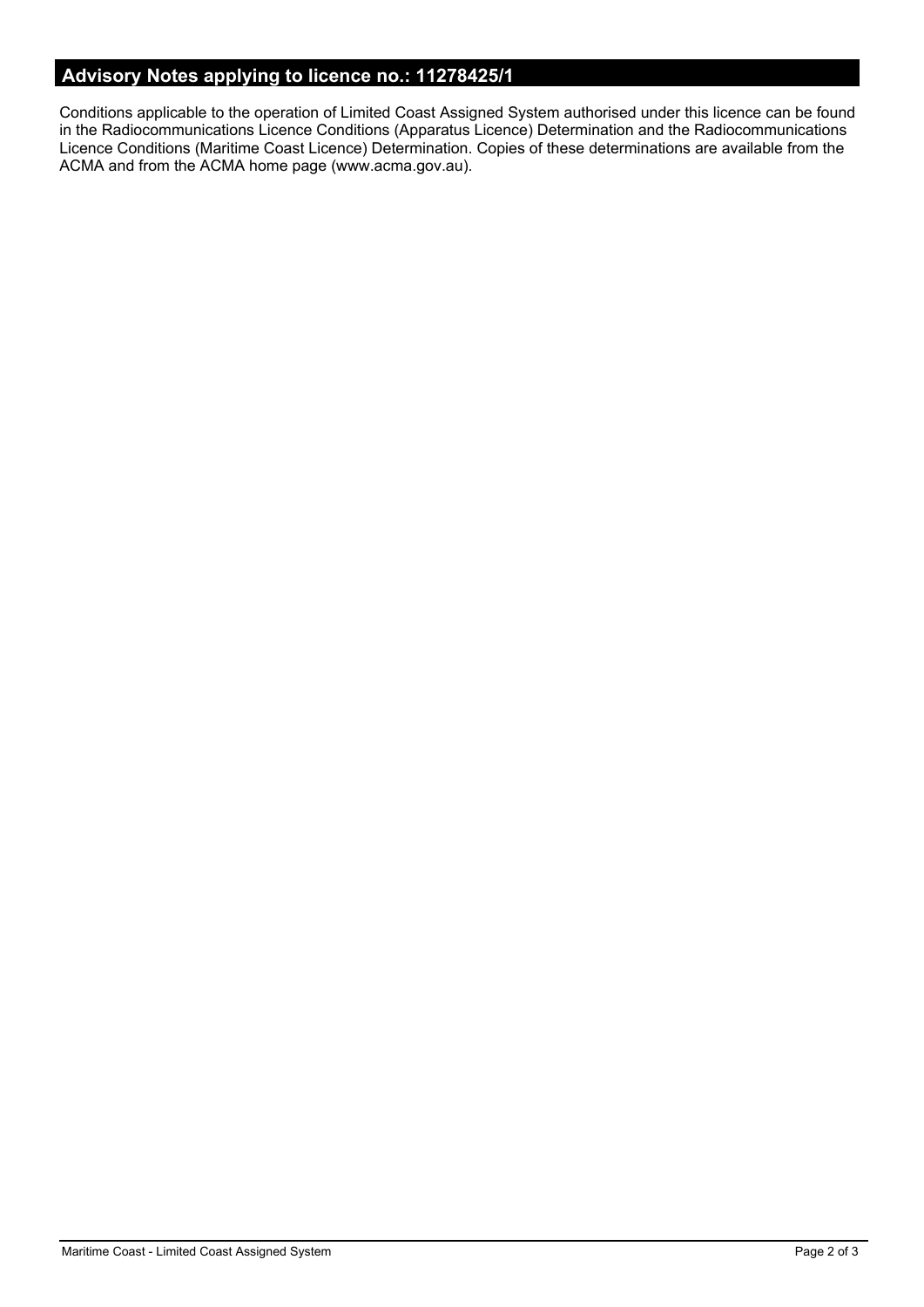## Advisory Notes applying to licence no.: 11278425/1

Conditions applicable to the operation of Limited Coast Assigned System authorised under this licence can be found in the Radiocommunications Licence Conditions (Apparatus Licence) Determination and the Radiocommunications Licence Conditions (Maritime Coast Licence) Determination. Copies of these determinations are available from the ACMA and from the ACMA home page (www.acma.gov.au).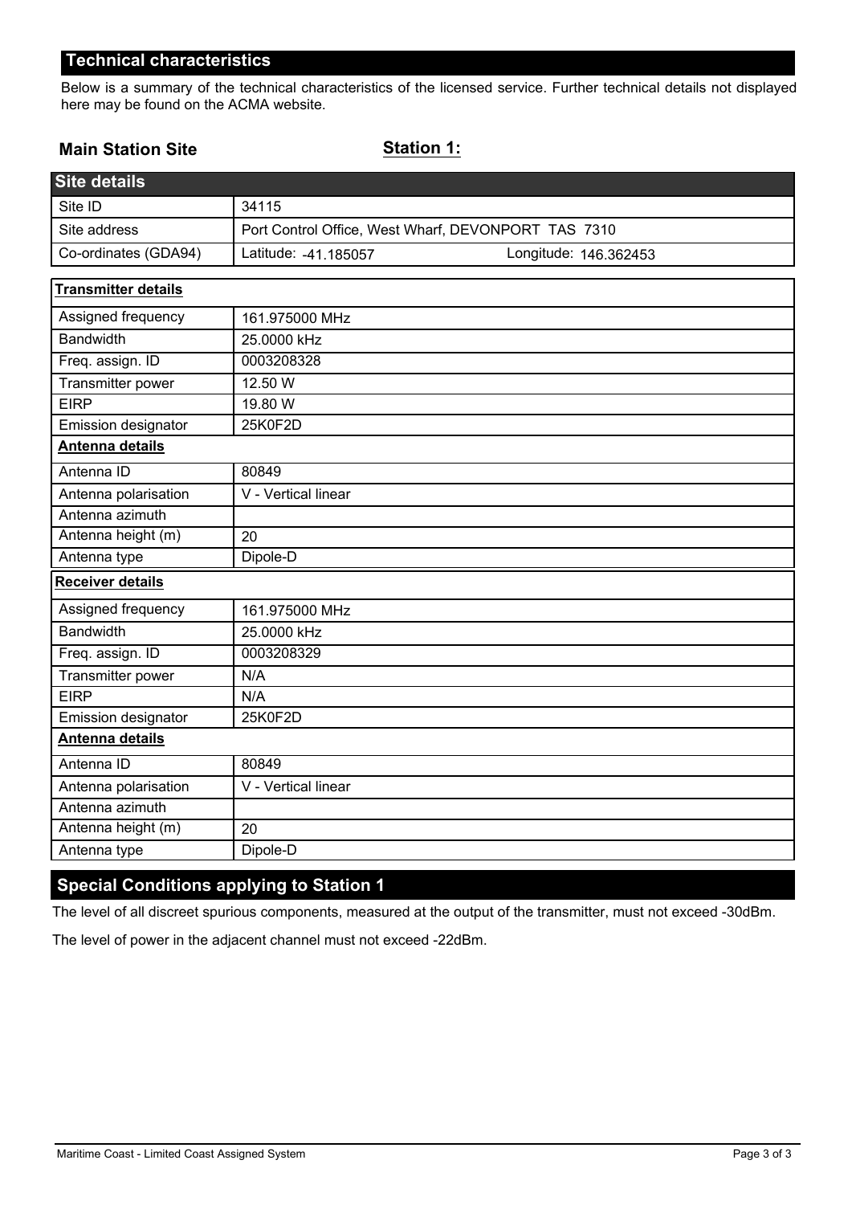## Technical characteristics

Below is a summary of the technical characteristics of the licensed service. Further technical details not displayed here may be found on the ACMA website.

**Main Station Site** **Station 1:**

| Site details | | |
|---|---|---|
| Site ID | 34115 | |
| Site address | Port Control Office, West Wharf, DEVONPORT TAS 7310 | |
| Co-ordinates (GDA94) | Latitude: -41.185057 | Longitude: 146.362453 |

| Transmitter details | |
|---|---|
| Assigned frequency | 161.975000 MHz |
| Bandwidth | 25.0000 kHz |
| Freq. assign. ID | 0003208328 |
| Transmitter power | 12.50 W |
| EIRP | 19.80 W |
| Emission designator | 25K0F2D |
| **Antenna details** | |
| Antenna ID | 80849 |
| Antenna polarisation | V - Vertical linear |
| Antenna azimuth | |
| Antenna height (m) | 20 |
| Antenna type | Dipole-D |

| Receiver details | |
|---|---|
| Assigned frequency | 161.975000 MHz |
| Bandwidth | 25.0000 kHz |
| Freq. assign. ID | 0003208329 |
| Transmitter power | N/A |
| EIRP | N/A |
| Emission designator | 25K0F2D |
| **Antenna details** | |
| Antenna ID | 80849 |
| Antenna polarisation | V - Vertical linear |
| Antenna azimuth | |
| Antenna height (m) | 20 |
| Antenna type | Dipole-D |

## Special Conditions applying to Station 1

The level of all discreet spurious components, measured at the output of the transmitter, must not exceed -30dBm.

The level of power in the adjacent channel must not exceed -22dBm.